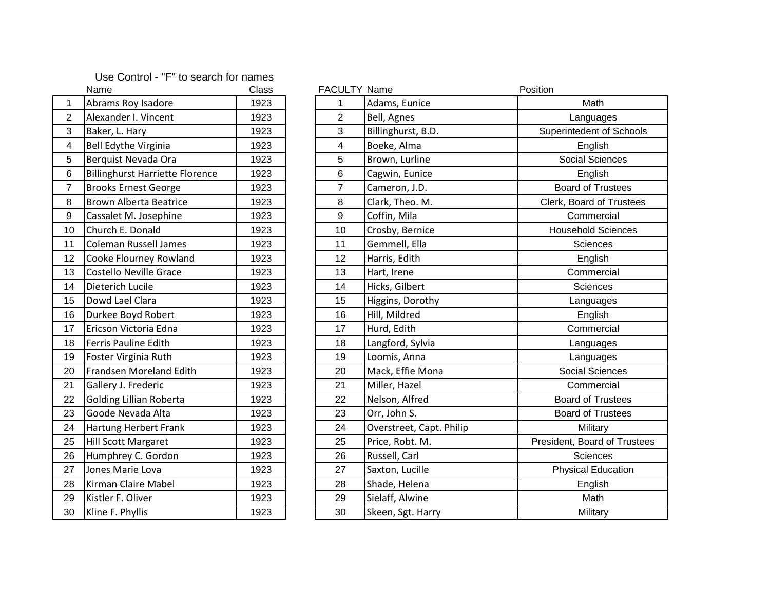Use Control - "F" to search for names

| | Name | Class |
|---|---|---|
| 1 | Abrams Roy Isadore | 1923 |
| 2 | Alexander I. Vincent | 1923 |
| 3 | Baker, L. Hary | 1923 |
| 4 | Bell Edythe Virginia | 1923 |
| 5 | Berquist Nevada Ora | 1923 |
| 6 | Billinghurst Harriette Florence | 1923 |
| 7 | Brooks Ernest George | 1923 |
| 8 | Brown Alberta Beatrice | 1923 |
| 9 | Cassalet M. Josephine | 1923 |
| 10 | Church E. Donald | 1923 |
| 11 | Coleman Russell James | 1923 |
| 12 | Cooke Flourney Rowland | 1923 |
| 13 | Costello Neville Grace | 1923 |
| 14 | Dieterich Lucile | 1923 |
| 15 | Dowd Lael Clara | 1923 |
| 16 | Durkee Boyd Robert | 1923 |
| 17 | Ericson Victoria Edna | 1923 |
| 18 | Ferris Pauline Edith | 1923 |
| 19 | Foster Virginia Ruth | 1923 |
| 20 | Frandsen Moreland Edith | 1923 |
| 21 | Gallery J. Frederic | 1923 |
| 22 | Golding Lillian Roberta | 1923 |
| 23 | Goode Nevada Alta | 1923 |
| 24 | Hartung Herbert Frank | 1923 |
| 25 | Hill Scott Margaret | 1923 |
| 26 | Humphrey C. Gordon | 1923 |
| 27 | Jones Marie Lova | 1923 |
| 28 | Kirman Claire Mabel | 1923 |
| 29 | Kistler F. Oliver | 1923 |
| 30 | Kline F. Phyllis | 1923 |

| FACULTY | Name | Position |
|---|---|---|
| 1 | Adams, Eunice | Math |
| 2 | Bell, Agnes | Languages |
| 3 | Billinghurst, B.D. | Superintedent of Schools |
| 4 | Boeke, Alma | English |
| 5 | Brown, Lurline | Social Sciences |
| 6 | Cagwin, Eunice | English |
| 7 | Cameron, J.D. | Board of Trustees |
| 8 | Clark, Theo. M. | Clerk, Board of Trustees |
| 9 | Coffin, Mila | Commercial |
| 10 | Crosby, Bernice | Household Sciences |
| 11 | Gemmell, Ella | Sciences |
| 12 | Harris, Edith | English |
| 13 | Hart, Irene | Commercial |
| 14 | Hicks, Gilbert | Sciences |
| 15 | Higgins, Dorothy | Languages |
| 16 | Hill, Mildred | English |
| 17 | Hurd, Edith | Commercial |
| 18 | Langford, Sylvia | Languages |
| 19 | Loomis, Anna | Languages |
| 20 | Mack, Effie Mona | Social Sciences |
| 21 | Miller, Hazel | Commercial |
| 22 | Nelson, Alfred | Board of Trustees |
| 23 | Orr, John S. | Board of Trustees |
| 24 | Overstreet, Capt. Philip | Military |
| 25 | Price, Robt. M. | President, Board of Trustees |
| 26 | Russell, Carl | Sciences |
| 27 | Saxton, Lucille | Physical Education |
| 28 | Shade, Helena | English |
| 29 | Sielaff, Alwine | Math |
| 30 | Skeen, Sgt. Harry | Military |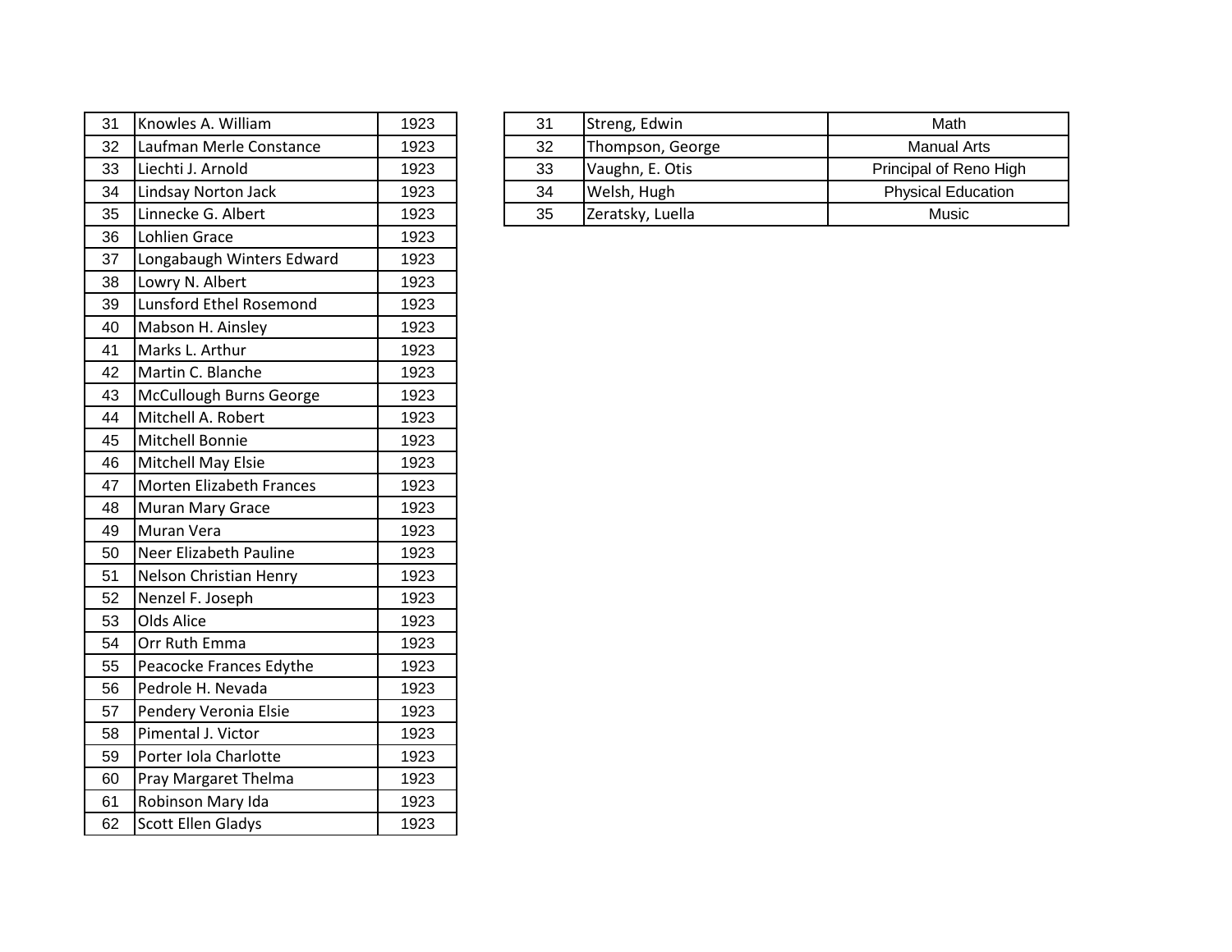| | | |
|---|---|---|
| 31 | Knowles A. William | 1923 |
| 32 | Laufman Merle Constance | 1923 |
| 33 | Liechti J. Arnold | 1923 |
| 34 | Lindsay Norton Jack | 1923 |
| 35 | Linnecke G. Albert | 1923 |
| 36 | Lohlien Grace | 1923 |
| 37 | Longabaugh Winters Edward | 1923 |
| 38 | Lowry N. Albert | 1923 |
| 39 | Lunsford Ethel Rosemond | 1923 |
| 40 | Mabson H. Ainsley | 1923 |
| 41 | Marks L. Arthur | 1923 |
| 42 | Martin C. Blanche | 1923 |
| 43 | McCullough Burns George | 1923 |
| 44 | Mitchell A. Robert | 1923 |
| 45 | Mitchell Bonnie | 1923 |
| 46 | Mitchell May Elsie | 1923 |
| 47 | Morten Elizabeth Frances | 1923 |
| 48 | Muran Mary Grace | 1923 |
| 49 | Muran Vera | 1923 |
| 50 | Neer Elizabeth Pauline | 1923 |
| 51 | Nelson Christian Henry | 1923 |
| 52 | Nenzel F. Joseph | 1923 |
| 53 | Olds Alice | 1923 |
| 54 | Orr Ruth Emma | 1923 |
| 55 | Peacocke Frances Edythe | 1923 |
| 56 | Pedrole H. Nevada | 1923 |
| 57 | Pendery Veronia Elsie | 1923 |
| 58 | Pimental J. Victor | 1923 |
| 59 | Porter Iola Charlotte | 1923 |
| 60 | Pray Margaret Thelma | 1923 |
| 61 | Robinson Mary Ida | 1923 |
| 62 | Scott Ellen Gladys | 1923 |

| | | |
|---|---|---|
| 31 | Streng, Edwin | Math |
| 32 | Thompson, George | Manual Arts |
| 33 | Vaughn, E. Otis | Principal of Reno High |
| 34 | Welsh, Hugh | Physical Education |
| 35 | Zeratsky, Luella | Music |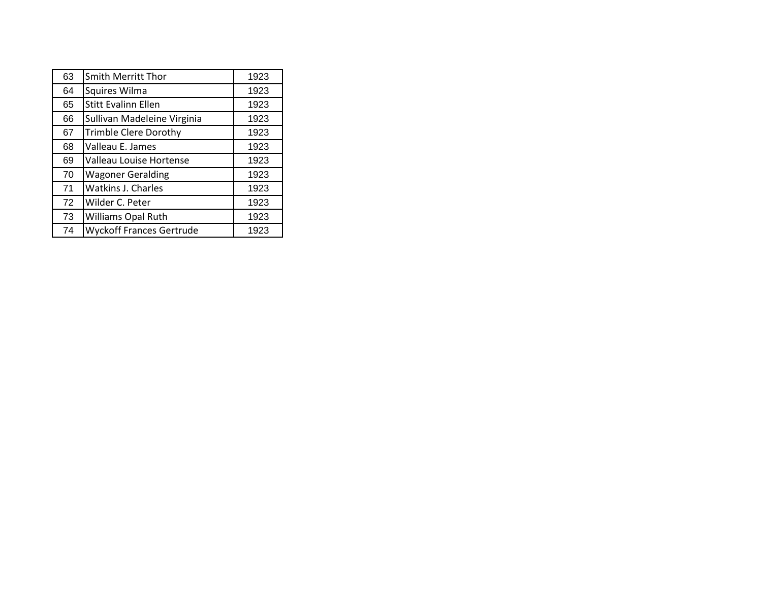| | | |
|---|---|---|
| 63 | Smith Merritt Thor | 1923 |
| 64 | Squires Wilma | 1923 |
| 65 | Stitt Evalinn Ellen | 1923 |
| 66 | Sullivan Madeleine Virginia | 1923 |
| 67 | Trimble Clere Dorothy | 1923 |
| 68 | Valleau E. James | 1923 |
| 69 | Valleau Louise Hortense | 1923 |
| 70 | Wagoner Geralding | 1923 |
| 71 | Watkins J. Charles | 1923 |
| 72 | Wilder C. Peter | 1923 |
| 73 | Williams Opal Ruth | 1923 |
| 74 | Wyckoff Frances Gertrude | 1923 |